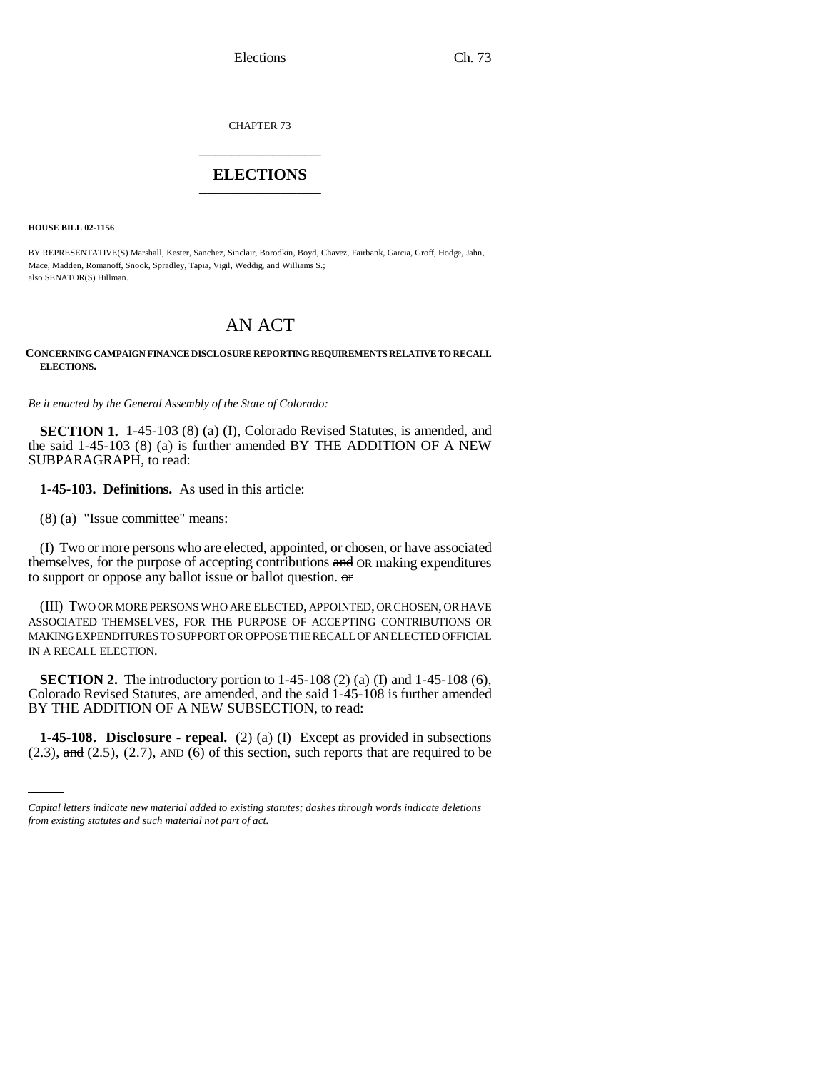CHAPTER 73

# ELECTIONS

**HOUSE BILL 02-1156**

BY REPRESENTATIVE(S) Marshall, Kester, Sanchez, Sinclair, Borodkin, Boyd, Chavez, Fairbank, Garcia, Groff, Hodge, Jahn, Mace, Madden, Romanoff, Snook, Spradley, Tapia, Vigil, Weddig, and Williams S.;
also SENATOR(S) Hillman.

# AN ACT

**CONCERNING CAMPAIGN FINANCE DISCLOSURE REPORTING REQUIREMENTS RELATIVE TO RECALL ELECTIONS.**

*Be it enacted by the General Assembly of the State of Colorado:*

**SECTION 1.** 1-45-103 (8) (a) (I), Colorado Revised Statutes, is amended, and the said 1-45-103 (8) (a) is further amended BY THE ADDITION OF A NEW SUBPARAGRAPH, to read:

**1-45-103. Definitions.** As used in this article:

(8) (a) "Issue committee" means:

(I) Two or more persons who are elected, appointed, or chosen, or have associated themselves, for the purpose of accepting contributions ~~and~~ OR making expenditures to support or oppose any ballot issue or ballot question. ~~or~~

(III) TWO OR MORE PERSONS WHO ARE ELECTED, APPOINTED, OR CHOSEN, OR HAVE ASSOCIATED THEMSELVES, FOR THE PURPOSE OF ACCEPTING CONTRIBUTIONS OR MAKING EXPENDITURES TO SUPPORT OR OPPOSE THE RECALL OF AN ELECTED OFFICIAL IN A RECALL ELECTION.

**SECTION 2.** The introductory portion to 1-45-108 (2) (a) (I) and 1-45-108 (6), Colorado Revised Statutes, are amended, and the said 1-45-108 is further amended BY THE ADDITION OF A NEW SUBSECTION, to read:

**1-45-108. Disclosure - repeal.** (2) (a) (I) Except as provided in subsections (2.3), ~~and~~ (2.5), (2.7), AND (6) of this section, such reports that are required to be

*Capital letters indicate new material added to existing statutes; dashes through words indicate deletions from existing statutes and such material not part of act.*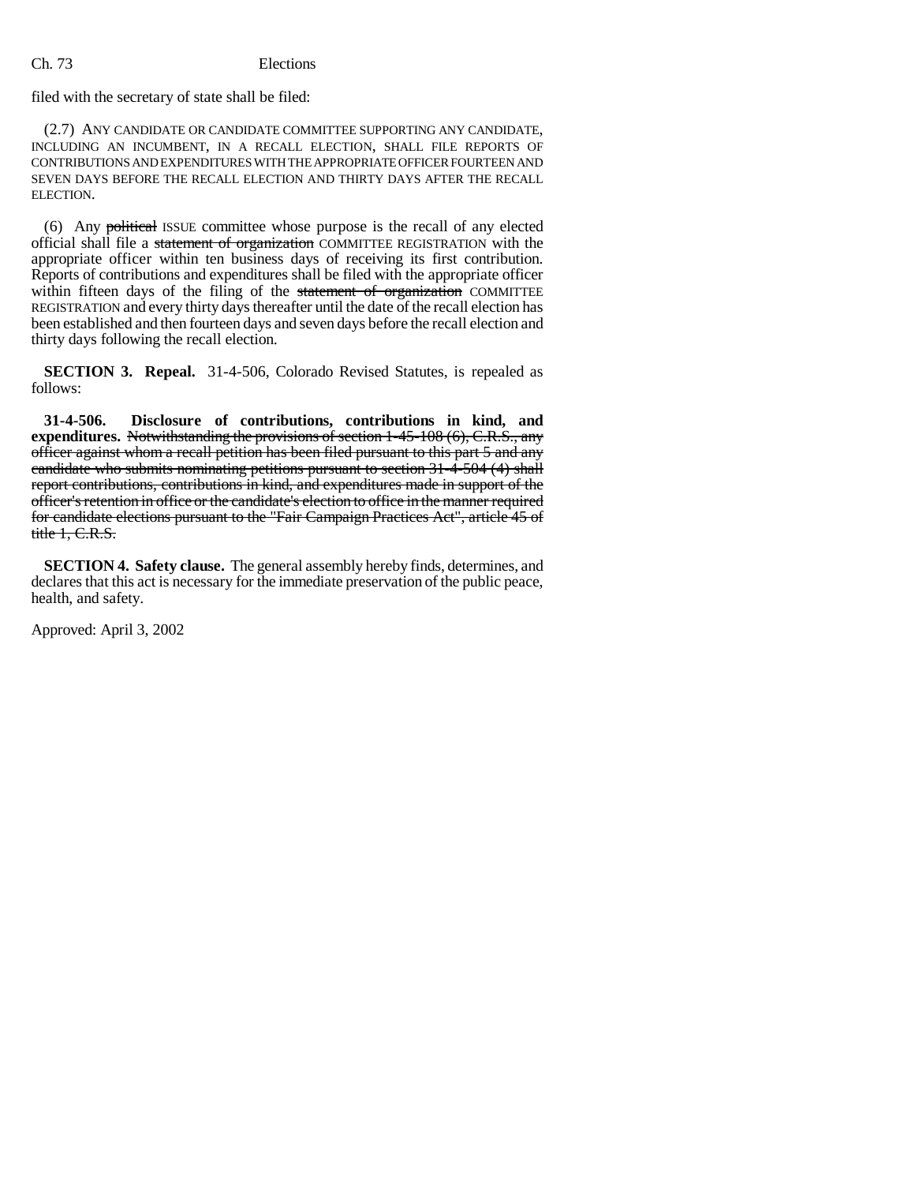filed with the secretary of state shall be filed:

(2.7) ANY CANDIDATE OR CANDIDATE COMMITTEE SUPPORTING ANY CANDIDATE, INCLUDING AN INCUMBENT, IN A RECALL ELECTION, SHALL FILE REPORTS OF CONTRIBUTIONS AND EXPENDITURES WITH THE APPROPRIATE OFFICER FOURTEEN AND SEVEN DAYS BEFORE THE RECALL ELECTION AND THIRTY DAYS AFTER THE RECALL ELECTION.

(6) Any ~~political~~ ISSUE committee whose purpose is the recall of any elected official shall file a ~~statement of organization~~ COMMITTEE REGISTRATION with the appropriate officer within ten business days of receiving its first contribution. Reports of contributions and expenditures shall be filed with the appropriate officer within fifteen days of the filing of the ~~statement of organization~~ COMMITTEE REGISTRATION and every thirty days thereafter until the date of the recall election has been established and then fourteen days and seven days before the recall election and thirty days following the recall election.

**SECTION 3. Repeal.** 31-4-506, Colorado Revised Statutes, is repealed as follows:

**31-4-506. Disclosure of contributions, contributions in kind, and expenditures.** ~~Notwithstanding the provisions of section 1-45-108 (6), C.R.S., any officer against whom a recall petition has been filed pursuant to this part 5 and any candidate who submits nominating petitions pursuant to section 31-4-504 (4) shall report contributions, contributions in kind, and expenditures made in support of the officer's retention in office or the candidate's election to office in the manner required for candidate elections pursuant to the "Fair Campaign Practices Act", article 45 of title 1, C.R.S.~~

**SECTION 4. Safety clause.** The general assembly hereby finds, determines, and declares that this act is necessary for the immediate preservation of the public peace, health, and safety.

Approved: April 3, 2002